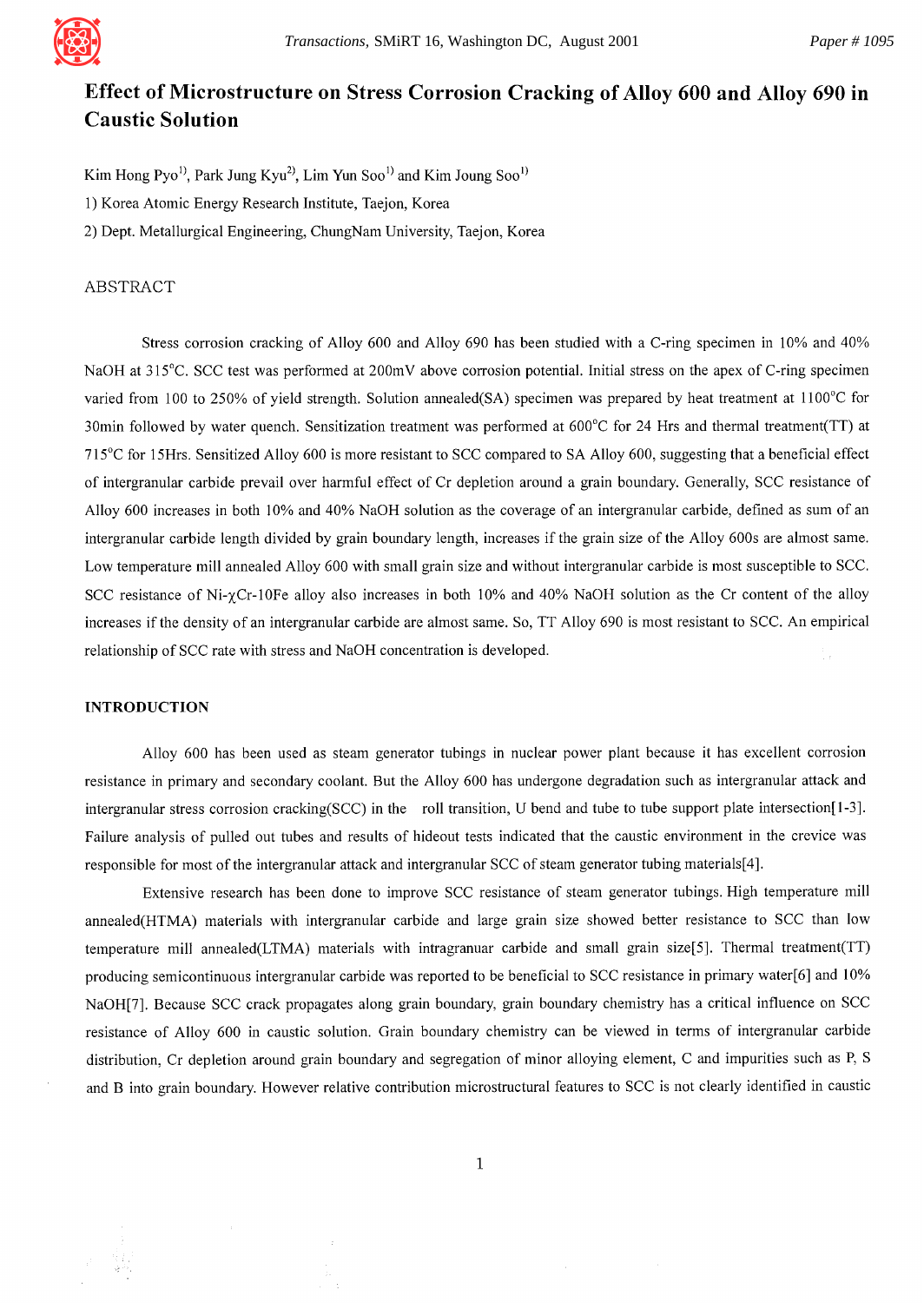# Effect of Microstructure on Stress Corrosion Cracking of Alloy 600 and Alloy 690 in Caustic Solution

Kim Hong Pyo[1], Park Jung Kyu[2], Lim Yun Soo[1] and Kim Joung Soo[1]

1) Korea Atomic Energy Research Institute, Taejon, Korea

2) Dept. Metallurgical Engineering, ChungNam University, Taejon, Korea

## ABSTRACT

Stress corrosion cracking of Alloy 600 and Alloy 690 has been studied with a C-ring specimen in 10% and 40% NaOH at 315°C. SCC test was performed at 200mV above corrosion potential. Initial stress on the apex of C-ring specimen varied from 100 to 250% of yield strength. Solution annealed(SA) specimen was prepared by heat treatment at 1100°C for 30min followed by water quench. Sensitization treatment was performed at 600°C for 24 Hrs and thermal treatment(TT) at 715°C for 15Hrs. Sensitized Alloy 600 is more resistant to SCC compared to SA Alloy 600, suggesting that a beneficial effect of intergranular carbide prevail over harmful effect of Cr depletion around a grain boundary. Generally, SCC resistance of Alloy 600 increases in both 10% and 40% NaOH solution as the coverage of an intergranular carbide, defined as sum of an intergranular carbide length divided by grain boundary length, increases if the grain size of the Alloy 600s are almost same. Low temperature mill annealed Alloy 600 with small grain size and without intergranular carbide is most susceptible to SCC. SCC resistance of Ni-$\chi$Cr-10Fe alloy also increases in both 10% and 40% NaOH solution as the Cr content of the alloy increases if the density of an intergranular carbide are almost same. So, TT Alloy 690 is most resistant to SCC. An empirical relationship of SCC rate with stress and NaOH concentration is developed.

## INTRODUCTION

Alloy 600 has been used as steam generator tubings in nuclear power plant because it has excellent corrosion resistance in primary and secondary coolant. But the Alloy 600 has undergone degradation such as intergranular attack and intergranular stress corrosion cracking(SCC) in the roll transition, U bend and tube to tube support plate intersection[1-3]. Failure analysis of pulled out tubes and results of hideout tests indicated that the caustic environment in the crevice was responsible for most of the intergranular attack and intergranular SCC of steam generator tubing materials[4].

Extensive research has been done to improve SCC resistance of steam generator tubings. High temperature mill annealed(HTMA) materials with intergranular carbide and large grain size showed better resistance to SCC than low temperature mill annealed(LTMA) materials with intragranuar carbide and small grain size[5]. Thermal treatment(TT) producing semicontinuous intergranular carbide was reported to be beneficial to SCC resistance in primary water[6] and 10% NaOH[7]. Because SCC crack propagates along grain boundary, grain boundary chemistry has a critical influence on SCC resistance of Alloy 600 in caustic solution. Grain boundary chemistry can be viewed in terms of intergranular carbide distribution, Cr depletion around grain boundary and segregation of minor alloying element, C and impurities such as P, S and B into grain boundary. However relative contribution microstructural features to SCC is not clearly identified in caustic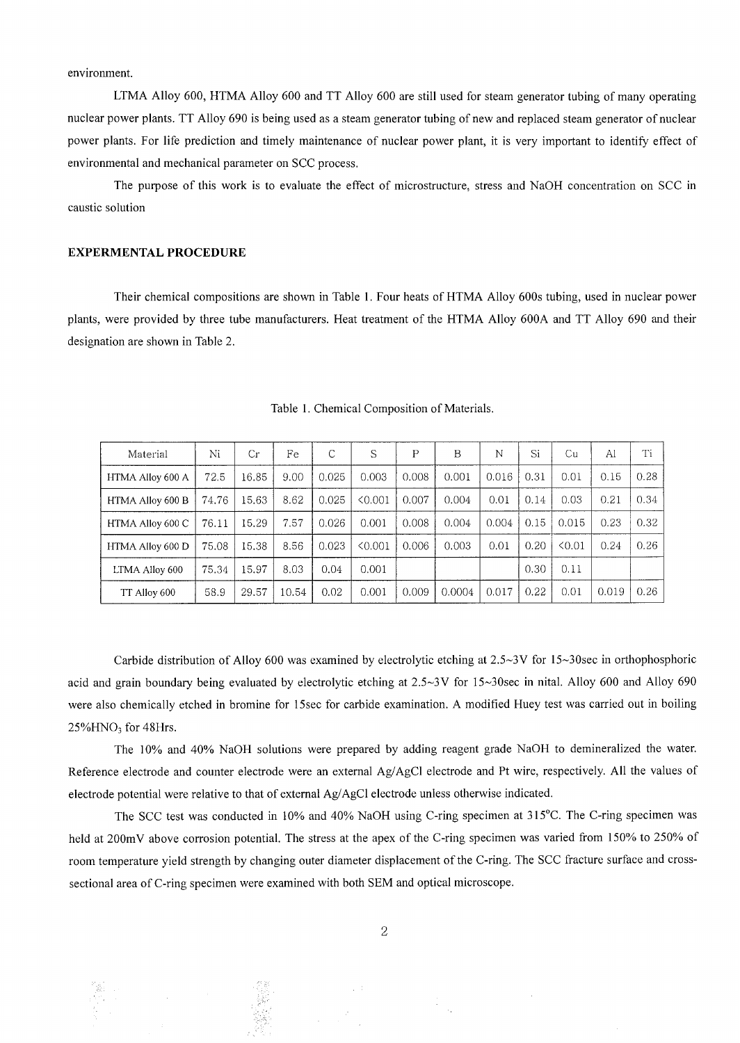environment.

LTMA Alloy 600, HTMA Alloy 600 and TT Alloy 600 are still used for steam generator tubing of many operating nuclear power plants. TT Alloy 690 is being used as a steam generator tubing of new and replaced steam generator of nuclear power plants. For life prediction and timely maintenance of nuclear power plant, it is very important to identify effect of environmental and mechanical parameter on SCC process.

The purpose of this work is to evaluate the effect of microstructure, stress and NaOH concentration on SCC in caustic solution

## EXPERMENTAL PROCEDURE

Their chemical compositions are shown in Table 1. Four heats of HTMA Alloy 600s tubing, used in nuclear power plants, were provided by three tube manufacturers. Heat treatment of the HTMA Alloy 600A and TT Alloy 690 and their designation are shown in Table 2.

Table 1. Chemical Composition of Materials.

| Material | Ni | Cr | Fe | C | S | P | B | N | Si | Cu | Al | Ti |
|---|---|---|---|---|---|---|---|---|---|---|---|---|
| HTMA Alloy 600 A | 72.5 | 16.85 | 9.00 | 0.025 | 0.003 | 0.008 | 0.001 | 0.016 | 0.31 | 0.01 | 0.15 | 0.28 |
| HTMA Alloy 600 B | 74.76 | 15.63 | 8.62 | 0.025 | <0.001 | 0.007 | 0.004 | 0.01 | 0.14 | 0.03 | 0.21 | 0.34 |
| HTMA Alloy 600 C | 76.11 | 15.29 | 7.57 | 0.026 | 0.001 | 0.008 | 0.004 | 0.004 | 0.15 | 0.015 | 0.23 | 0.32 |
| HTMA Alloy 600 D | 75.08 | 15.38 | 8.56 | 0.023 | <0.001 | 0.006 | 0.003 | 0.01 | 0.20 | <0.01 | 0.24 | 0.26 |
| LTMA Alloy 600 | 75.34 | 15.97 | 8.03 | 0.04 | 0.001 | | | | 0.30 | 0.11 | | |
| TT Alloy 600 | 58.9 | 29.57 | 10.54 | 0.02 | 0.001 | 0.009 | 0.0004 | 0.017 | 0.22 | 0.01 | 0.019 | 0.26 |

Carbide distribution of Alloy 600 was examined by electrolytic etching at 2.5~3V for 15~30sec in orthophosphoric acid and grain boundary being evaluated by electrolytic etching at 2.5~3V for 15~30sec in nital. Alloy 600 and Alloy 690 were also chemically etched in bromine for 15sec for carbide examination. A modified Huey test was carried out in boiling 25%$HNO_3$ for 48Hrs.

The 10% and 40% NaOH solutions were prepared by adding reagent grade NaOH to demineralized the water. Reference electrode and counter electrode were an external Ag/AgCl electrode and Pt wire, respectively. All the values of electrode potential were relative to that of external Ag/AgCl electrode unless otherwise indicated.

The SCC test was conducted in 10% and 40% NaOH using C-ring specimen at 315°C. The C-ring specimen was held at 200mV above corrosion potential. The stress at the apex of the C-ring specimen was varied from 150% to 250% of room temperature yield strength by changing outer diameter displacement of the C-ring. The SCC fracture surface and cross-sectional area of C-ring specimen were examined with both SEM and optical microscope.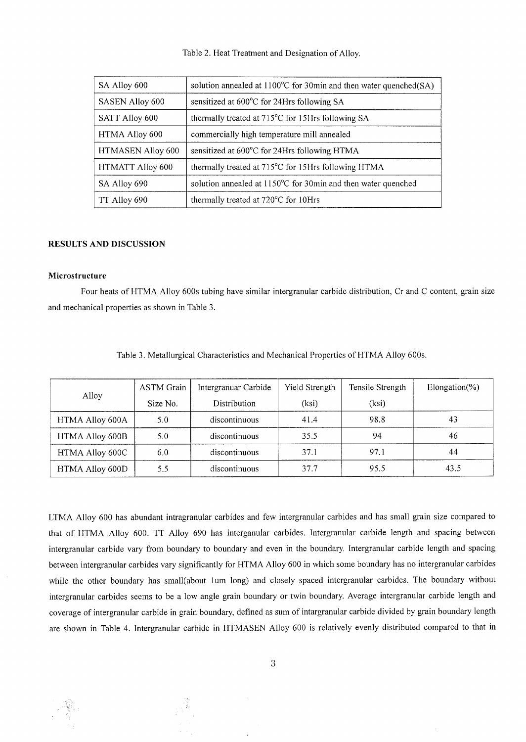Table 2. Heat Treatment and Designation of Alloy.

| | |
|---|---|
| SA Alloy 600 | solution annealed at 1100°C for 30min and then water quenched(SA) |
| SASEN Alloy 600 | sensitized at 600°C for 24Hrs following SA |
| SATT Alloy 600 | thermally treated at 715°C for 15Hrs following SA |
| HTMA Alloy 600 | commercially high temperature mill annealed |
| HTMASEN Alloy 600 | sensitized at 600°C for 24Hrs following HTMA |
| HTMATT Alloy 600 | thermally treated at 715°C for 15Hrs following HTMA |
| SA Alloy 690 | solution annealed at 1150°C for 30min and then water quenched |
| TT Alloy 690 | thermally treated at 720°C for 10Hrs |

## RESULTS AND DISCUSSION

### Microstructure

Four heats of HTMA Alloy 600s tubing have similar intergranular carbide distribution, Cr and C content, grain size and mechanical properties as shown in Table 3.

Table 3. Metallurgical Characteristics and Mechanical Properties of HTMA Alloy 600s.

| Alloy | ASTM Grain Size No. | Intergranuar Carbide Distribution | Yield Strength (ksi) | Tensile Strength (ksi) | Elongation(%) |
|---|---|---|---|---|---|
| HTMA Alloy 600A | 5.0 | discontinuous | 41.4 | 98.8 | 43 |
| HTMA Alloy 600B | 5.0 | discontinuous | 35.5 | 94 | 46 |
| HTMA Alloy 600C | 6.0 | discontinuous | 37.1 | 97.1 | 44 |
| HTMA Alloy 600D | 5.5 | discontinuous | 37.7 | 95.5 | 43.5 |

LTMA Alloy 600 has abundant intragranular carbides and few intergranular carbides and has small grain size compared to that of HTMA Alloy 600. TT Alloy 690 has interganular carbides. Intergranular carbide length and spacing between intergranular carbide vary from boundary to boundary and even in the boundary. Intergranular carbide length and spacing between intergranular carbides vary significantly for HTMA Alloy 600 in which some boundary has no intergranular carbides while the other boundary has small(about 1um long) and closely spaced intergranular carbides. The boundary without intergranular carbides seems to be a low angle grain boundary or twin boundary. Average intergranular carbide length and coverage of intergranular carbide in grain boundary, defined as sum of intargranular carbide divided by grain boundary length are shown in Table 4. Intergranular carbide in HTMASEN Alloy 600 is relatively evenly distributed compared to that in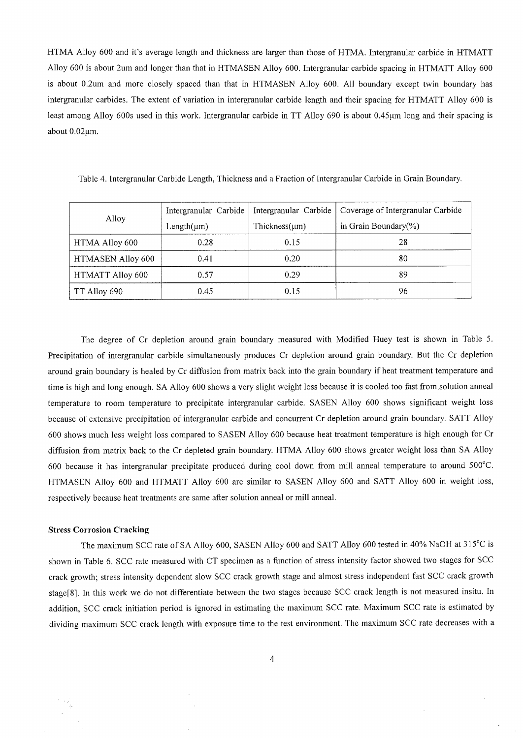HTMA Alloy 600 and it's average length and thickness are larger than those of HTMA. Intergranular carbide in HTMATT Alloy 600 is about 2um and longer than that in HTMASEN Alloy 600. Intergranular carbide spacing in HTMATT Alloy 600 is about 0.2um and more closely spaced than that in HTMASEN Alloy 600. All boundary except twin boundary has intergranular carbides. The extent of variation in intergranular carbide length and their spacing for HTMATT Alloy 600 is least among Alloy 600s used in this work. Intergranular carbide in TT Alloy 690 is about 0.45μm long and their spacing is about 0.02μm.

Table 4. Intergranular Carbide Length, Thickness and a Fraction of Intergranular Carbide in Grain Boundary.

| Alloy | Intergranular Carbide Length(μm) | Intergranular Carbide Thickness(μm) | Coverage of Intergranular Carbide in Grain Boundary(%) |
|---|---|---|---|
| HTMA Alloy 600 | 0.28 | 0.15 | 28 |
| HTMASEN Alloy 600 | 0.41 | 0.20 | 80 |
| HTMATT Alloy 600 | 0.57 | 0.29 | 89 |
| TT Alloy 690 | 0.45 | 0.15 | 96 |

The degree of Cr depletion around grain boundary measured with Modified Huey test is shown in Table 5. Precipitation of intergranular carbide simultaneously produces Cr depletion around grain boundary. But the Cr depletion around grain boundary is healed by Cr diffusion from matrix back into the grain boundary if heat treatment temperature and time is high and long enough. SA Alloy 600 shows a very slight weight loss because it is cooled too fast from solution anneal temperature to room temperature to precipitate intergranular carbide. SASEN Alloy 600 shows significant weight loss because of extensive precipitation of intergranular carbide and concurrent Cr depletion around grain boundary. SATT Alloy 600 shows much less weight loss compared to SASEN Alloy 600 because heat treatment temperature is high enough for Cr diffusion from matrix back to the Cr depleted grain boundary. HTMA Alloy 600 shows greater weight loss than SA Alloy 600 because it has intergranular precipitate produced during cool down from mill anneal temperature to around 500°C. HTMASEN Alloy 600 and HTMATT Alloy 600 are similar to SASEN Alloy 600 and SATT Alloy 600 in weight loss, respectively because heat treatments are same after solution anneal or mill anneal.

**Stress Corrosion Cracking**

The maximum SCC rate of SA Alloy 600, SASEN Alloy 600 and SATT Alloy 600 tested in 40% NaOH at 315°C is shown in Table 6. SCC rate measured with CT specimen as a function of stress intensity factor showed two stages for SCC crack growth; stress intensity dependent slow SCC crack growth stage and almost stress independent fast SCC crack growth stage[8]. In this work we do not differentiate between the two stages because SCC crack length is not measured insitu. In addition, SCC crack initiation period is ignored in estimating the maximum SCC rate. Maximum SCC rate is estimated by dividing maximum SCC crack length with exposure time to the test environment. The maximum SCC rate decreases with a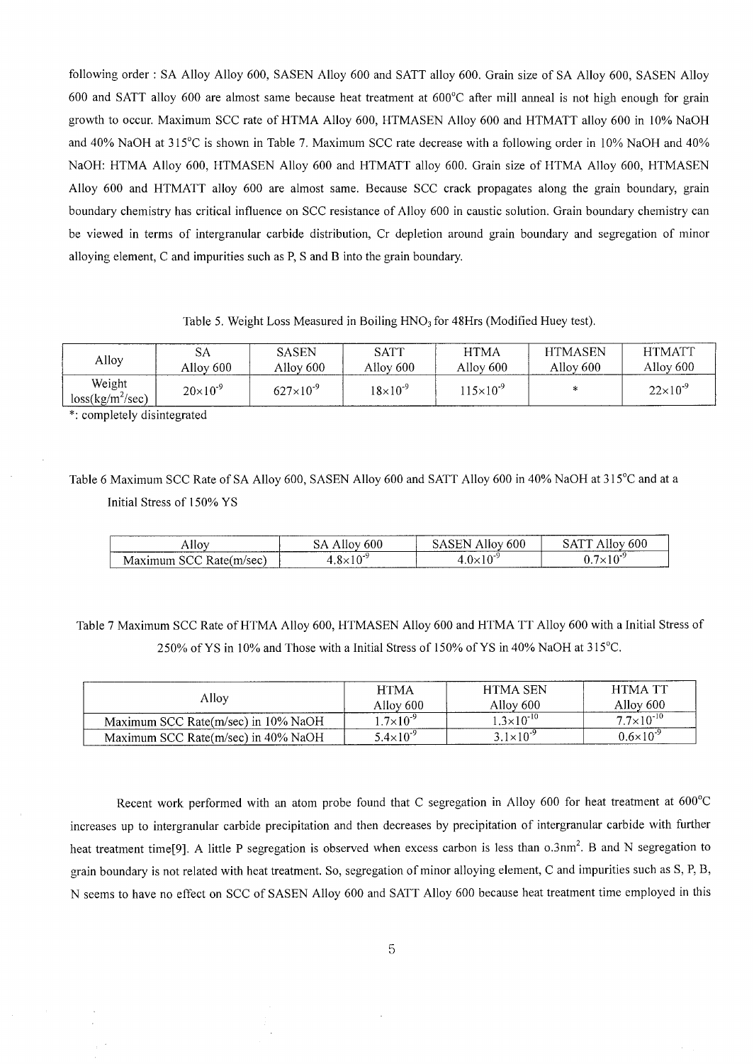following order : SA Alloy Alloy 600, SASEN Alloy 600 and SATT alloy 600. Grain size of SA Alloy 600, SASEN Alloy 600 and SATT alloy 600 are almost same because heat treatment at 600°C after mill anneal is not high enough for grain growth to occur. Maximum SCC rate of HTMA Alloy 600, HTMASEN Alloy 600 and HTMATT alloy 600 in 10% NaOH and 40% NaOH at 315°C is shown in Table 7. Maximum SCC rate decrease with a following order in 10% NaOH and 40% NaOH: HTMA Alloy 600, HTMASEN Alloy 600 and HTMATT alloy 600. Grain size of HTMA Alloy 600, HTMASEN Alloy 600 and HTMATT alloy 600 are almost same. Because SCC crack propagates along the grain boundary, grain boundary chemistry has critical influence on SCC resistance of Alloy 600 in caustic solution. Grain boundary chemistry can be viewed in terms of intergranular carbide distribution, Cr depletion around grain boundary and segregation of minor alloying element, C and impurities such as P, S and B into the grain boundary.

Table 5. Weight Loss Measured in Boiling $HNO_3$ for 48Hrs (Modified Huey test).

| Alloy | SA Alloy 600 | SASEN Alloy 600 | SATT Alloy 600 | HTMA Alloy 600 | HTMASEN Alloy 600 | HTMATT Alloy 600 |
|---|---|---|---|---|---|---|
| Weight loss($kg/m^2/sec$) | $20\times10^{-9}$ | $627\times10^{-9}$ | $18\times10^{-9}$ | $115\times10^{-9}$ | * | $22\times10^{-9}$ |

*: completely disintegrated

Table 6 Maximum SCC Rate of SA Alloy 600, SASEN Alloy 600 and SATT Alloy 600 in 40% NaOH at 315°C and at a Initial Stress of 150% YS

| Alloy | SA Alloy 600 | SASEN Alloy 600 | SATT Alloy 600 |
|---|---|---|---|
| Maximum SCC Rate(m/sec) | $4.8\times10^{-9}$ | $4.0\times10^{-9}$ | $0.7\times10^{-9}$ |

Table 7 Maximum SCC Rate of HTMA Alloy 600, HTMASEN Alloy 600 and HTMA TT Alloy 600 with a Initial Stress of 250% of YS in 10% and Those with a Initial Stress of 150% of YS in 40% NaOH at 315°C.

| Alloy | HTMA Alloy 600 | HTMA SEN Alloy 600 | HTMA TT Alloy 600 |
|---|---|---|---|
| Maximum SCC Rate(m/sec) in 10% NaOH | $1.7\times10^{-9}$ | $1.3\times10^{-10}$ | $7.7\times10^{-10}$ |
| Maximum SCC Rate(m/sec) in 40% NaOH | $5.4\times10^{-9}$ | $3.1\times10^{-9}$ | $0.6\times10^{-9}$ |

Recent work performed with an atom probe found that C segregation in Alloy 600 for heat treatment at 600°C increases up to intergranular carbide precipitation and then decreases by precipitation of intergranular carbide with further heat treatment time[9]. A little P segregation is observed when excess carbon is less than o.3nm$^2$. B and N segregation to grain boundary is not related with heat treatment. So, segregation of minor alloying element, C and impurities such as S, P, B, N seems to have no effect on SCC of SASEN Alloy 600 and SATT Alloy 600 because heat treatment time employed in this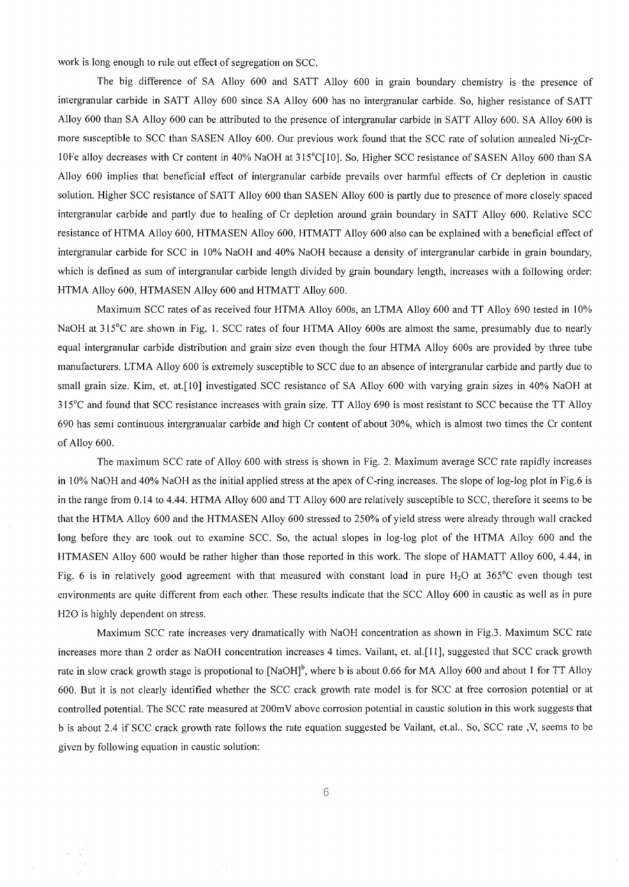work is long enough to rule out effect of segregation on SCC.

The big difference of SA Alloy 600 and SATT Alloy 600 in grain boundary chemistry is the presence of intergranular carbide in SATT Alloy 600 since SA Alloy 600 has no intergranular carbide. So, higher resistance of SATT Alloy 600 than SA Alloy 600 can be attributed to the presence of intergranular carbide in SATT Alloy 600. SA Alloy 600 is more susceptible to SCC than SASEN Alloy 600. Our previous work found that the SCC rate of solution annealed Ni-$\chi$Cr-10Fe alloy decreases with Cr content in 40% NaOH at 315°C[10]. So, Higher SCC resistance of SASEN Alloy 600 than SA Alloy 600 implies that beneficial effect of intergranular carbide prevails over harmful effects of Cr depletion in caustic solution. Higher SCC resistance of SATT Alloy 600 than SASEN Alloy 600 is partly due to presence of more closely spaced intergranular carbide and partly due to healing of Cr depletion around grain boundary in SATT Alloy 600. Relative SCC resistance of HTMA Alloy 600, HTMASEN Alloy 600, HTMATT Alloy 600 also can be explained with a beneficial effect of intergranular carbide for SCC in 10% NaOH and 40% NaOH because a density of intergranular carbide in grain boundary, which is defined as sum of intergranular carbide length divided by grain boundary length, increases with a following order: HTMA Alloy 600, HTMASEN Alloy 600 and HTMATT Alloy 600.

Maximum SCC rates of as received four HTMA Alloy 600s, an LTMA Alloy 600 and TT Alloy 690 tested in 10% NaOH at 315°C are shown in Fig. 1. SCC rates of four HTMA Alloy 600s are almost the same, presumably due to nearly equal intergranular carbide distribution and grain size even though the four HTMA Alloy 600s are provided by three tube manufacturers. LTMA Alloy 600 is extremely susceptible to SCC due to an absence of intergranular carbide and partly due to small grain size. Kim, et. at.[10] investigated SCC resistance of SA Alloy 600 with varying grain sizes in 40% NaOH at 315°C and found that SCC resistance increases with grain size. TT Alloy 690 is most resistant to SCC because the TT Alloy 690 has semi continuous intergranualar carbide and high Cr content of about 30%, which is almost two times the Cr content of Alloy 600.

The maximum SCC rate of Alloy 600 with stress is shown in Fig. 2. Maximum average SCC rate rapidly increases in 10% NaOH and 40% NaOH as the initial applied stress at the apex of C-ring increases. The slope of log-log plot in Fig.6 is in the range from 0.14 to 4.44. HTMA Alloy 600 and TT Alloy 600 are relatively susceptible to SCC, therefore it seems to be that the HTMA Alloy 600 and the HTMASEN Alloy 600 stressed to 250% of yield stress were already through wall cracked long before they are took out to examine SCC. So, the actual slopes in log-log plot of the HTMA Alloy 600 and the HTMASEN Alloy 600 would be rather higher than those reported in this work. The slope of HAMATT Alloy 600, 4.44, in Fig. 6 is in relatively good agreement with that measured with constant load in pure $H_2O$ at 365°C even though test environments are quite different from each other. These results indicate that the SCC Alloy 600 in caustic as well as in pure H2O is highly dependent on stress.

Maximum SCC rate increases very dramatically with NaOH concentration as shown in Fig.3. Maximum SCC rate increases more than 2 order as NaOH concentration increases 4 times. Vailant, et. al.[11], suggested that SCC crack growth rate in slow crack growth stage is propotional to $[NaOH]^b$, where b is about 0.66 for MA Alloy 600 and about 1 for TT Alloy 600. But it is not clearly identified whether the SCC crack growth rate model is for SCC at free corrosion potential or at controlled potential. The SCC rate measured at 200mV above corrosion potential in caustic solution in this work suggests that b is about 2.4 if SCC crack growth rate follows the rate equation suggested be Vailant, et.al.. So, SCC rate ,V, seems to be given by following equation in caustic solution: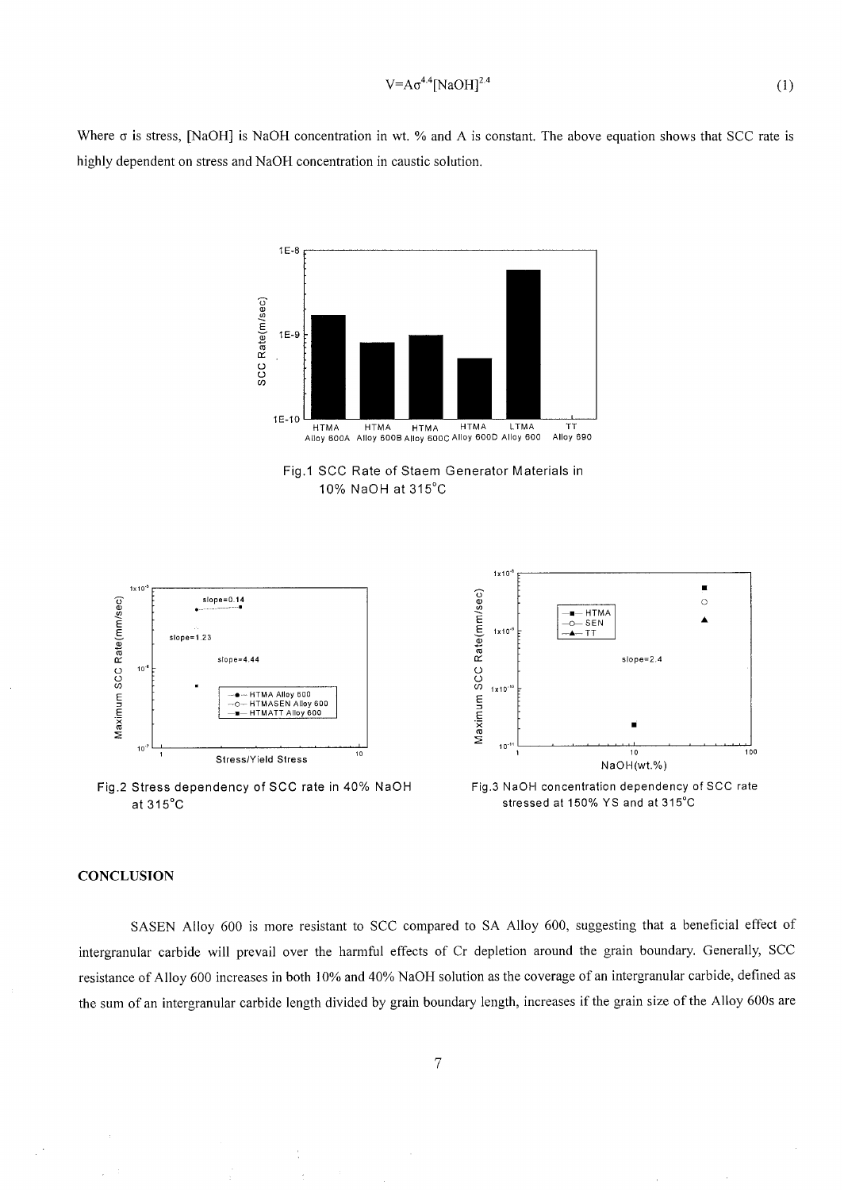$$V = A\sigma^{4.4}[NaOH]^{2.4} \quad (1)$$

Where σ is stress, [NaOH] is NaOH concentration in wt. % and A is constant. The above equation shows that SCC rate is highly dependent on stress and NaOH concentration in caustic solution.

Fig.1 SCC Rate of Staem Generator Materials in 10% NaOH at 315°C

Fig.2 Stress dependency of SCC rate in 40% NaOH at 315°C

Fig.3 NaOH concentration dependency of SCC rate stressed at 150% YS and at 315°C

## CONCLUSION

SASEN Alloy 600 is more resistant to SCC compared to SA Alloy 600, suggesting that a beneficial effect of intergranular carbide will prevail over the harmful effects of Cr depletion around the grain boundary. Generally, SCC resistance of Alloy 600 increases in both 10% and 40% NaOH solution as the coverage of an intergranular carbide, defined as the sum of an intergranular carbide length divided by grain boundary length, increases if the grain size of the Alloy 600s are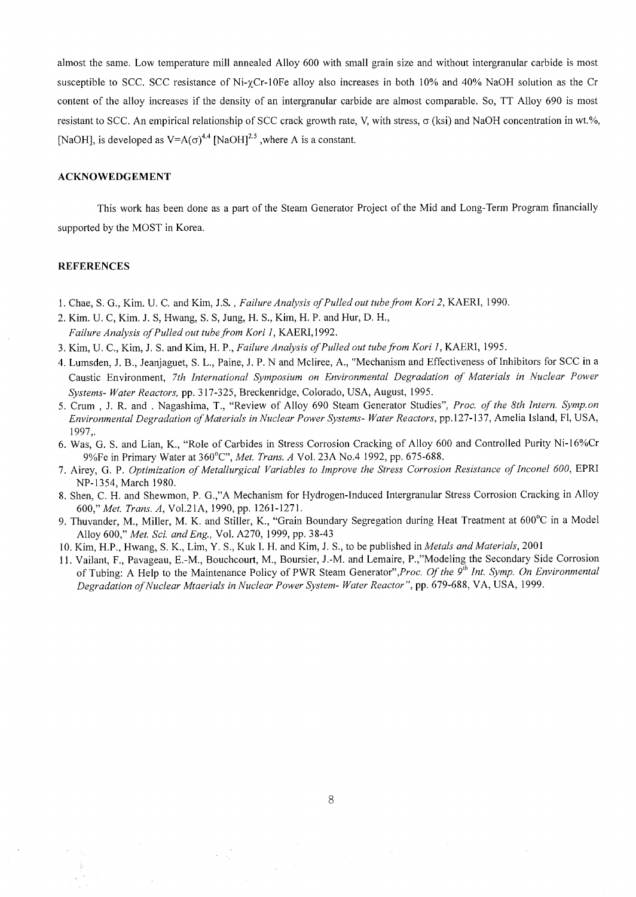almost the same. Low temperature mill annealed Alloy 600 with small grain size and without intergranular carbide is most susceptible to SCC. SCC resistance of Ni-$\chi$Cr-10Fe alloy also increases in both 10% and 40% NaOH solution as the Cr content of the alloy increases if the density of an intergranular carbide are almost comparable. So, TT Alloy 690 is most resistant to SCC. An empirical relationship of SCC crack growth rate, V, with stress, $\sigma$ (ksi) and NaOH concentration in wt.%, [NaOH], is developed as $V=A(\sigma)^{4.4}$ $[NaOH]^{2.5}$ ,where A is a constant.

## ACKNOWEDGEMENT

This work has been done as a part of the Steam Generator Project of the Mid and Long-Term Program financially supported by the MOST in Korea.

## REFERENCES

1. Chae, S. G., Kim. U. C. and Kim, J.S. , *Failure Analysis of Pulled out tube from Kori 2*, KAERI, 1990.
2. Kim. U. C, Kim. J. S, Hwang, S. S, Jung, H. S., Kim, H. P. and Hur, D. H., *Failure Analysis of Pulled out tube from Kori 1*, KAERI,1992.
3. Kim, U. C., Kim, J. S. and Kim, H. P., *Failure Analysis of Pulled out tube from Kori 1*, KAERI, 1995.
4. Lumsden, J. B., Jeanjaguet, S. L., Paine, J. P. N and Mcliree, A., "Mechanism and Effectiveness of Inhibitors for SCC in a Caustic Environment, *7th International Symposium on Environmental Degradation of Materials in Nuclear Power Systems- Water Reactors,* pp. 317-325, Breckenridge, Colorado, USA, August, 1995.
5. Crum , J. R. and . Nagashima, T., "Review of Alloy 690 Steam Generator Studies", *Proc. of the 8th Intern. Symp.on Environmental Degradation of Materials in Nuclear Power Systems- Water Reactors*, pp.127-137, Amelia Island, Fl, USA, 1997,.
6. Was, G. S. and Lian, K., "Role of Carbides in Stress Corrosion Cracking of Alloy 600 and Controlled Purity Ni-16%Cr 9%Fe in Primary Water at 360°C", *Met. Trans. A* Vol. 23A No.4 1992, pp. 675-688.
7. Airey, G. P. *Optimization of Metallurgical Variables to Improve the Stress Corrosion Resistance of Inconel 600*, EPRI NP-1354, March 1980.
8. Shen, C. H. and Shewmon, P. G.,"A Mechanism for Hydrogen-Induced Intergranular Stress Corrosion Cracking in Alloy 600," *Met. Trans. A*, Vol.21A, 1990, pp. 1261-1271.
9. Thuvander, M., Miller, M. K. and Stiller, K., "Grain Boundary Segregation during Heat Treatment at 600°C in a Model Alloy 600," *Met. Sci. and Eng.*, Vol. A270, 1999, pp. 38-43
10. Kim, H.P., Hwang, S. K., Lim, Y. S., Kuk I. H. and Kim, J. S., to be published in *Metals and Materials*, 2001
11. Vailant, F., Pavageau, E.-M., Bouchcourt, M., Boursier, J.-M. and Lemaire, P.,"Modeling the Secondary Side Corrosion of Tubing: A Help to the Maintenance Policy of PWR Steam Generator",*Proc. Of the 9th Int. Symp. On Environmental Degradation of Nuclear Mtaerials in Nuclear Power System- Water Reactor"*, pp. 679-688, VA, USA, 1999.